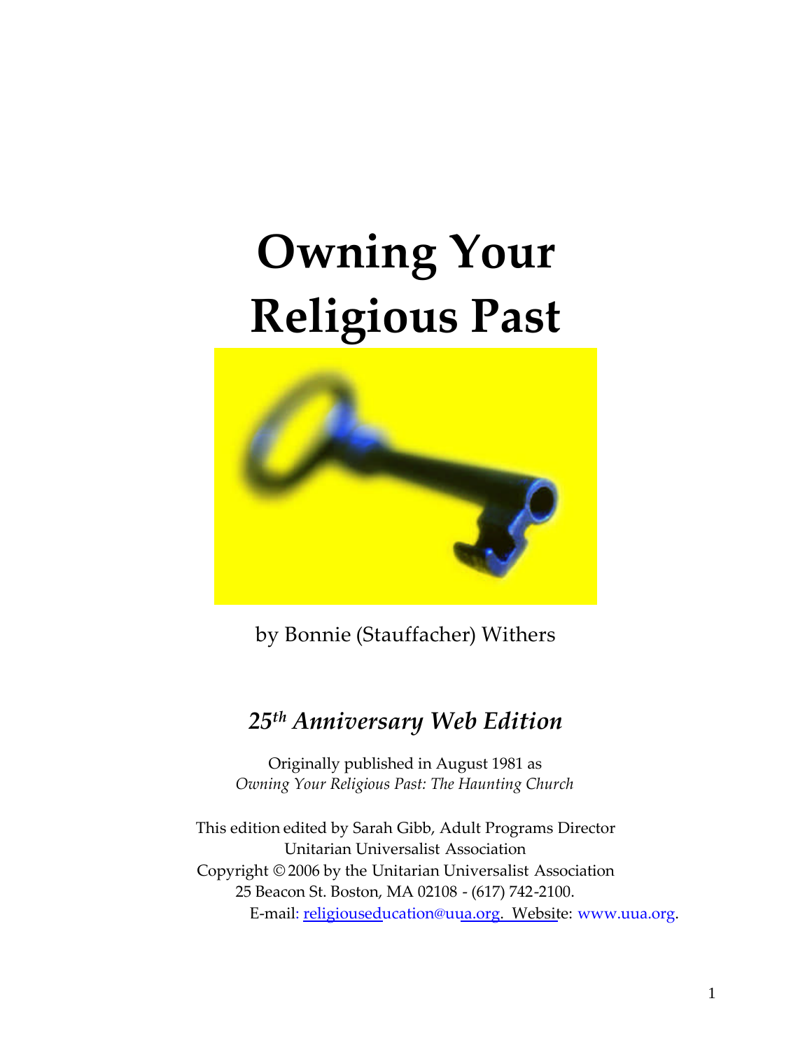# Owning Your Religious Past

by Bonnie (Stauffacher) Withers

## *25th Anniversary Web Edition*

Originally published in August 1981 as
*Owning Your Religious Past: The Haunting Church*

This edition edited by Sarah Gibb, Adult Programs Director
Unitarian Universalist Association
Copyright © 2006 by the Unitarian Universalist Association
25 Beacon St. Boston, MA 02108 - (617) 742-2100.
E-mail: religiouseducation@uua.org. Website: www.uua.org.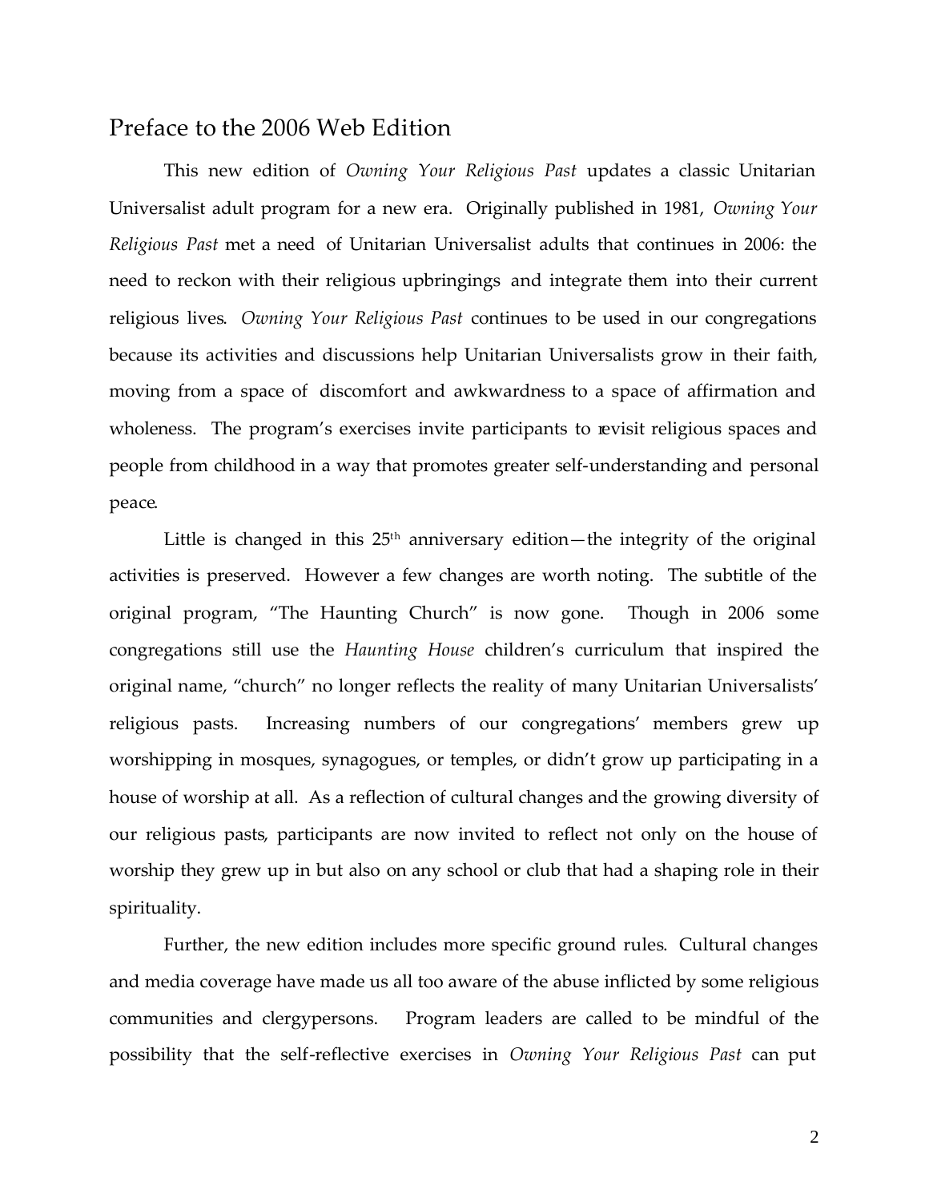## Preface to the 2006 Web Edition

This new edition of *Owning Your Religious Past* updates a classic Unitarian Universalist adult program for a new era. Originally published in 1981, *Owning Your Religious Past* met a need of Unitarian Universalist adults that continues in 2006: the need to reckon with their religious upbringings and integrate them into their current religious lives. *Owning Your Religious Past* continues to be used in our congregations because its activities and discussions help Unitarian Universalists grow in their faith, moving from a space of discomfort and awkwardness to a space of affirmation and wholeness. The program's exercises invite participants to revisit religious spaces and people from childhood in a way that promotes greater self-understanding and personal peace.

Little is changed in this 25th anniversary edition—the integrity of the original activities is preserved. However a few changes are worth noting. The subtitle of the original program, "The Haunting Church" is now gone. Though in 2006 some congregations still use the *Haunting House* children's curriculum that inspired the original name, "church" no longer reflects the reality of many Unitarian Universalists' religious pasts. Increasing numbers of our congregations' members grew up worshipping in mosques, synagogues, or temples, or didn't grow up participating in a house of worship at all. As a reflection of cultural changes and the growing diversity of our religious pasts, participants are now invited to reflect not only on the house of worship they grew up in but also on any school or club that had a shaping role in their spirituality.

Further, the new edition includes more specific ground rules. Cultural changes and media coverage have made us all too aware of the abuse inflicted by some religious communities and clergypersons. Program leaders are called to be mindful of the possibility that the self-reflective exercises in *Owning Your Religious Past* can put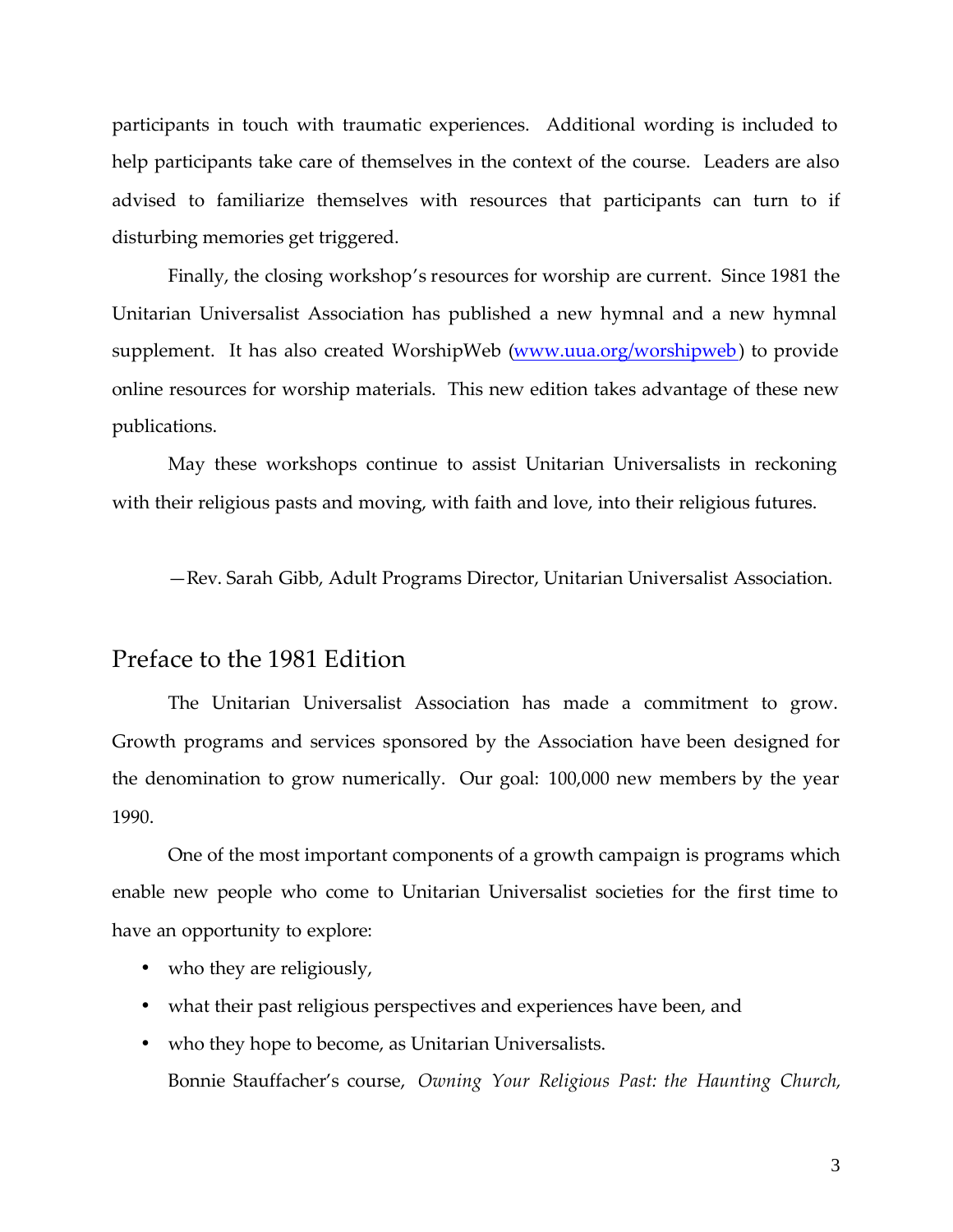participants in touch with traumatic experiences. Additional wording is included to help participants take care of themselves in the context of the course. Leaders are also advised to familiarize themselves with resources that participants can turn to if disturbing memories get triggered.

Finally, the closing workshop's resources for worship are current. Since 1981 the Unitarian Universalist Association has published a new hymnal and a new hymnal supplement. It has also created WorshipWeb ([www.uua.org/worshipweb](http://www.uua.org/worshipweb)) to provide online resources for worship materials. This new edition takes advantage of these new publications.

May these workshops continue to assist Unitarian Universalists in reckoning with their religious pasts and moving, with faith and love, into their religious futures.

—Rev. Sarah Gibb, Adult Programs Director, Unitarian Universalist Association.

## Preface to the 1981 Edition

The Unitarian Universalist Association has made a commitment to grow. Growth programs and services sponsored by the Association have been designed for the denomination to grow numerically. Our goal: 100,000 new members by the year 1990.

One of the most important components of a growth campaign is programs which enable new people who come to Unitarian Universalist societies for the first time to have an opportunity to explore:

- who they are religiously,
- what their past religious perspectives and experiences have been, and
- who they hope to become, as Unitarian Universalists.

Bonnie Stauffacher's course, *Owning Your Religious Past: the Haunting Church,*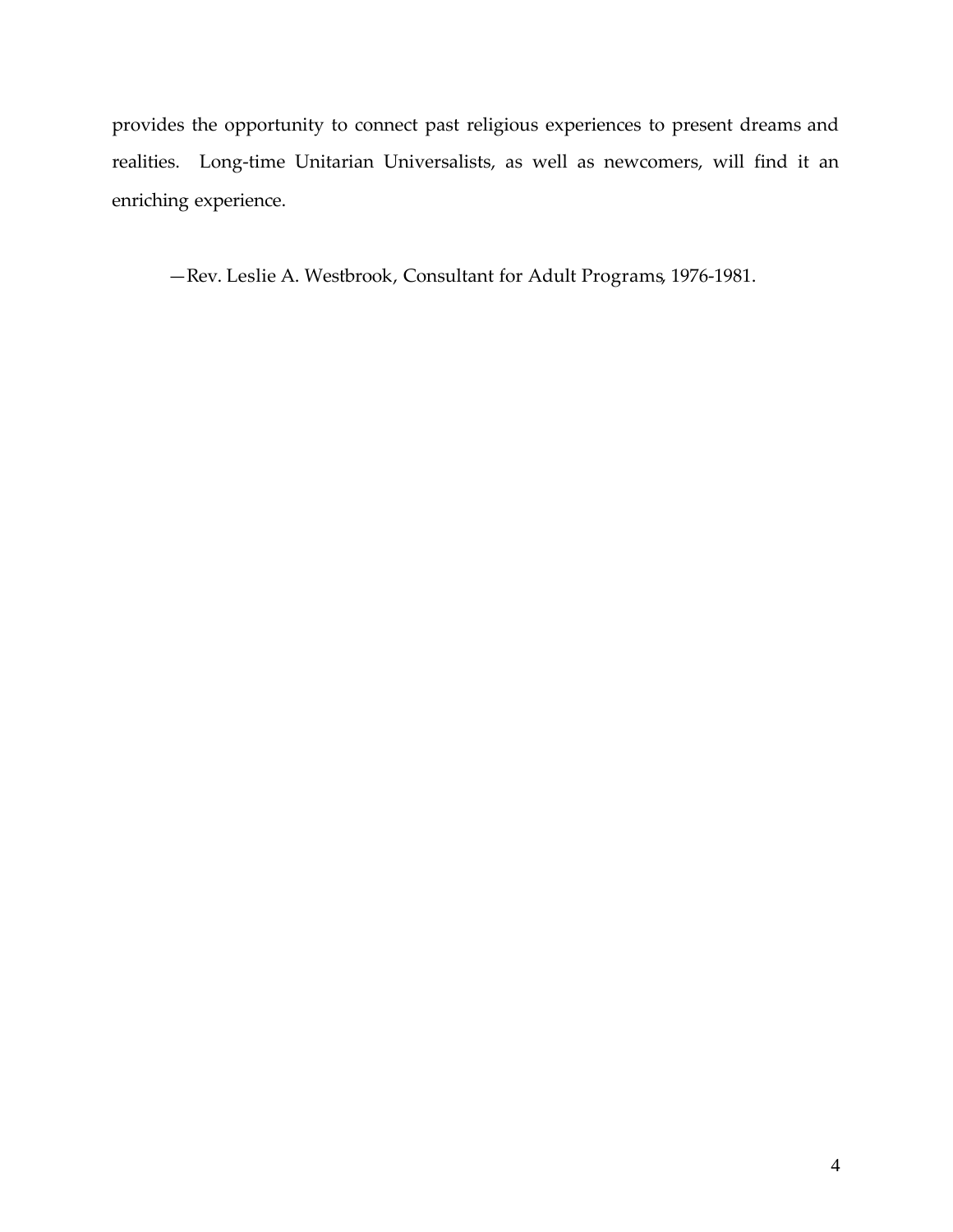provides the opportunity to connect past religious experiences to present dreams and realities. Long-time Unitarian Universalists, as well as newcomers, will find it an enriching experience.

—Rev. Leslie A. Westbrook, Consultant for Adult Programs, 1976-1981.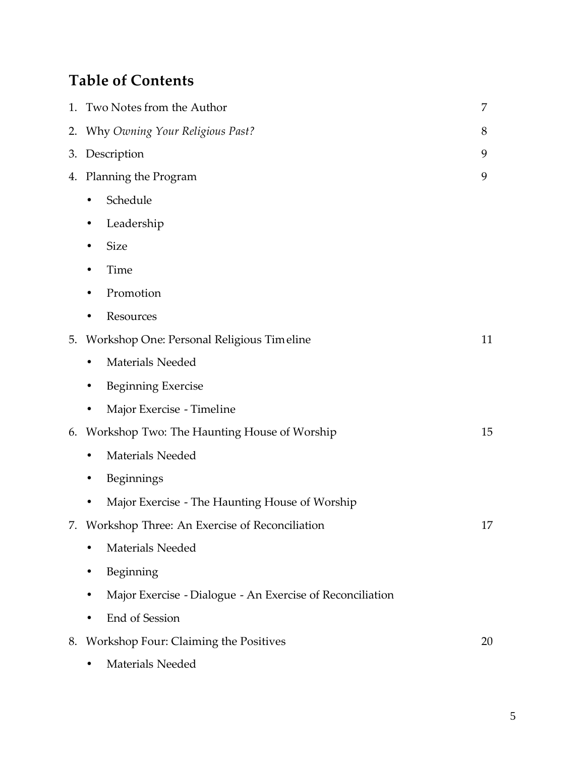## Table of Contents

1. Two Notes from the Author 7
2. Why *Owning Your Religious Past?* 8
3. Description 9
4. Planning the Program 9
   - Schedule
   - Leadership
   - Size
   - Time
   - Promotion
   - Resources
5. Workshop One: Personal Religious Timeline 11
   - Materials Needed
   - Beginning Exercise
   - Major Exercise - Timeline
6. Workshop Two: The Haunting House of Worship 15
   - Materials Needed
   - Beginnings
   - Major Exercise - The Haunting House of Worship
7. Workshop Three: An Exercise of Reconciliation 17
   - Materials Needed
   - Beginning
   - Major Exercise - Dialogue - An Exercise of Reconciliation
   - End of Session
8. Workshop Four: Claiming the Positives 20
   - Materials Needed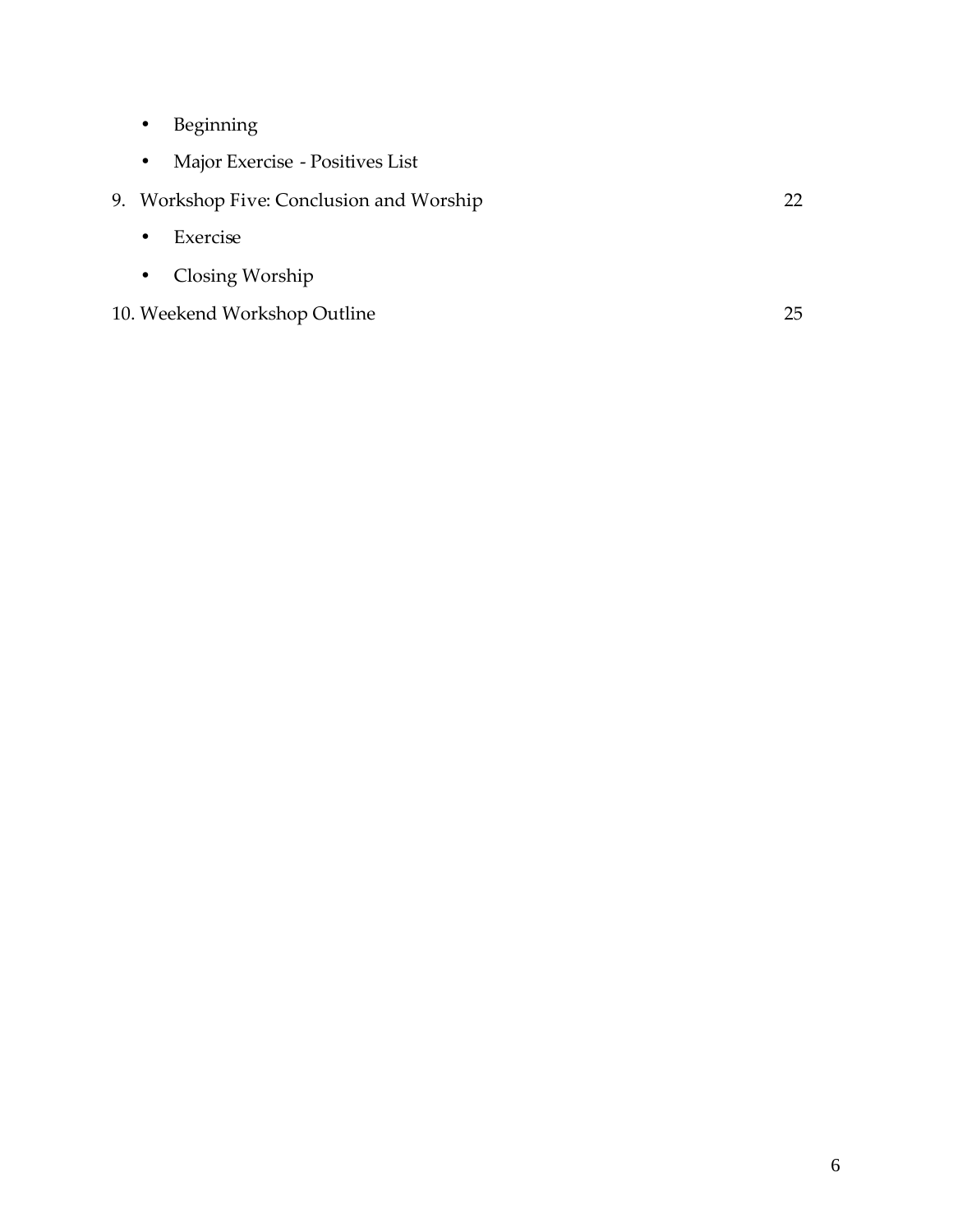- Beginning
- Major Exercise - Positives List

9. Workshop Five: Conclusion and Worship 22
   - Exercise
   - Closing Worship

10. Weekend Workshop Outline 25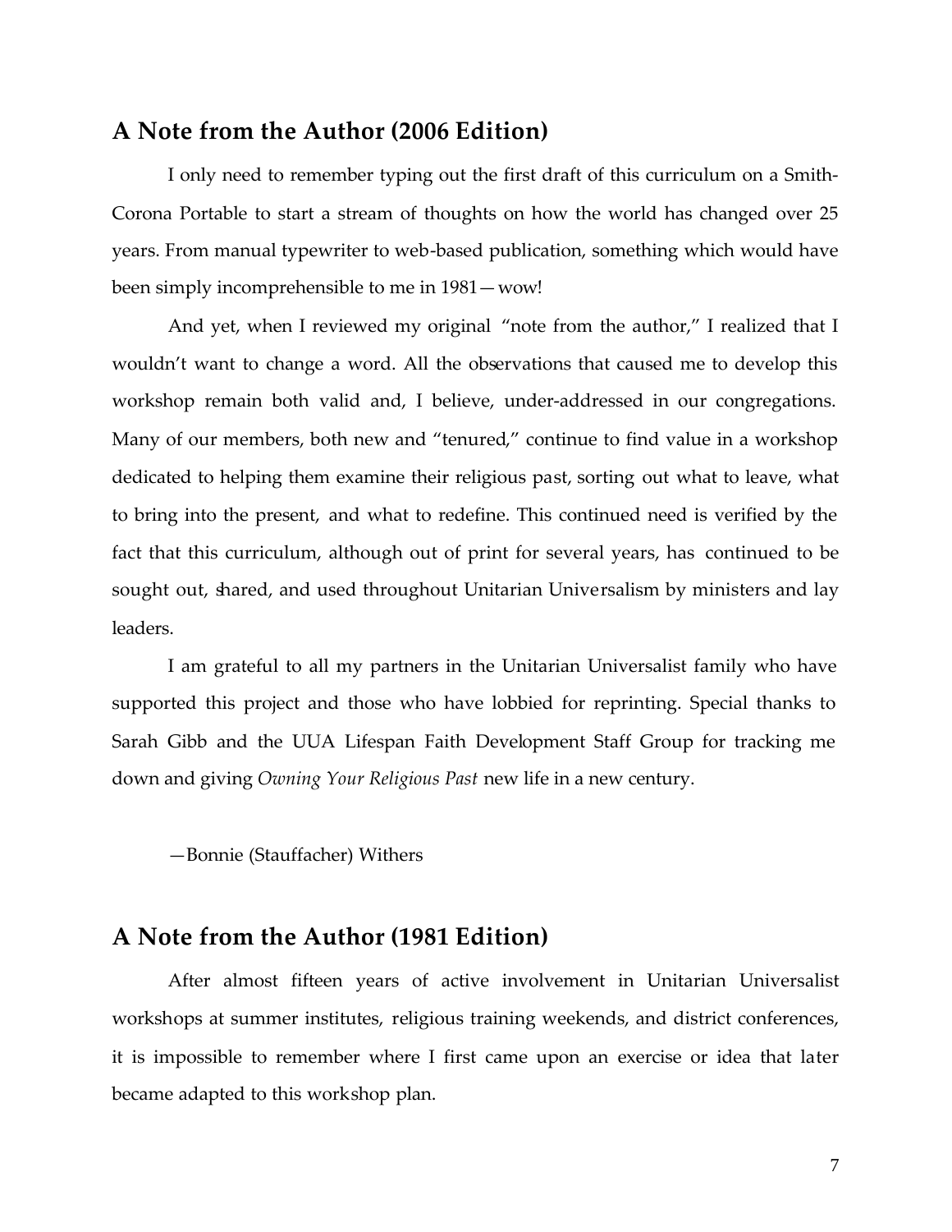## A Note from the Author (2006 Edition)

I only need to remember typing out the first draft of this curriculum on a Smith-Corona Portable to start a stream of thoughts on how the world has changed over 25 years. From manual typewriter to web-based publication, something which would have been simply incomprehensible to me in 1981—wow!

And yet, when I reviewed my original "note from the author," I realized that I wouldn't want to change a word. All the observations that caused me to develop this workshop remain both valid and, I believe, under-addressed in our congregations. Many of our members, both new and "tenured," continue to find value in a workshop dedicated to helping them examine their religious past, sorting out what to leave, what to bring into the present, and what to redefine. This continued need is verified by the fact that this curriculum, although out of print for several years, has continued to be sought out, shared, and used throughout Unitarian Universalism by ministers and lay leaders.

I am grateful to all my partners in the Unitarian Universalist family who have supported this project and those who have lobbied for reprinting. Special thanks to Sarah Gibb and the UUA Lifespan Faith Development Staff Group for tracking me down and giving *Owning Your Religious Past* new life in a new century.

—Bonnie (Stauffacher) Withers

## A Note from the Author (1981 Edition)

After almost fifteen years of active involvement in Unitarian Universalist workshops at summer institutes, religious training weekends, and district conferences, it is impossible to remember where I first came upon an exercise or idea that later became adapted to this workshop plan.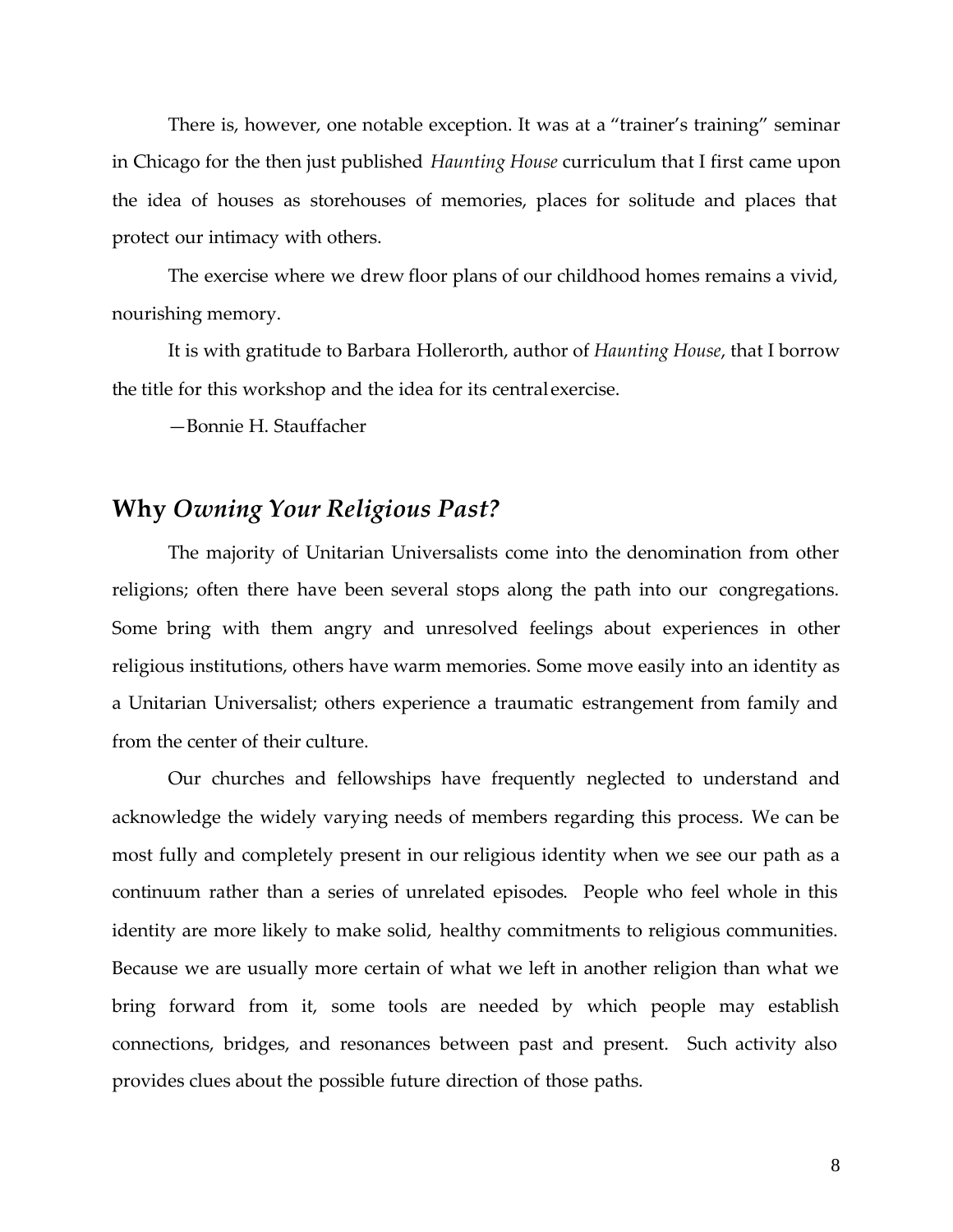There is, however, one notable exception. It was at a "trainer's training" seminar in Chicago for the then just published *Haunting House* curriculum that I first came upon the idea of houses as storehouses of memories, places for solitude and places that protect our intimacy with others.

The exercise where we drew floor plans of our childhood homes remains a vivid, nourishing memory.

It is with gratitude to Barbara Hollerorth, author of *Haunting House*, that I borrow the title for this workshop and the idea for its central exercise.

—Bonnie H. Stauffacher

## Why *Owning Your Religious Past?*

The majority of Unitarian Universalists come into the denomination from other religions; often there have been several stops along the path into our congregations. Some bring with them angry and unresolved feelings about experiences in other religious institutions, others have warm memories. Some move easily into an identity as a Unitarian Universalist; others experience a traumatic estrangement from family and from the center of their culture.

Our churches and fellowships have frequently neglected to understand and acknowledge the widely varying needs of members regarding this process. We can be most fully and completely present in our religious identity when we see our path as a continuum rather than a series of unrelated episodes. People who feel whole in this identity are more likely to make solid, healthy commitments to religious communities. Because we are usually more certain of what we left in another religion than what we bring forward from it, some tools are needed by which people may establish connections, bridges, and resonances between past and present. Such activity also provides clues about the possible future direction of those paths.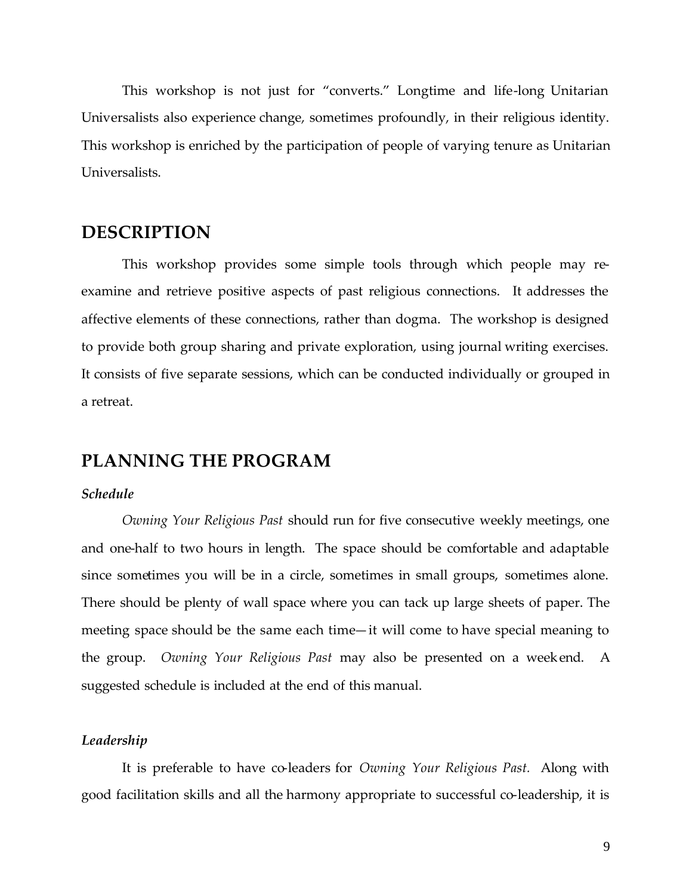This workshop is not just for "converts." Longtime and life-long Unitarian Universalists also experience change, sometimes profoundly, in their religious identity. This workshop is enriched by the participation of people of varying tenure as Unitarian Universalists.

## DESCRIPTION

This workshop provides some simple tools through which people may re-examine and retrieve positive aspects of past religious connections. It addresses the affective elements of these connections, rather than dogma. The workshop is designed to provide both group sharing and private exploration, using journal writing exercises. It consists of five separate sessions, which can be conducted individually or grouped in a retreat.

## PLANNING THE PROGRAM

### *Schedule*

*Owning Your Religious Past* should run for five consecutive weekly meetings, one and one-half to two hours in length. The space should be comfortable and adaptable since sometimes you will be in a circle, sometimes in small groups, sometimes alone. There should be plenty of wall space where you can tack up large sheets of paper. The meeting space should be the same each time—it will come to have special meaning to the group. *Owning Your Religious Past* may also be presented on a weekend. A suggested schedule is included at the end of this manual.

### *Leadership*

It is preferable to have co-leaders for *Owning Your Religious Past.* Along with good facilitation skills and all the harmony appropriate to successful co-leadership, it is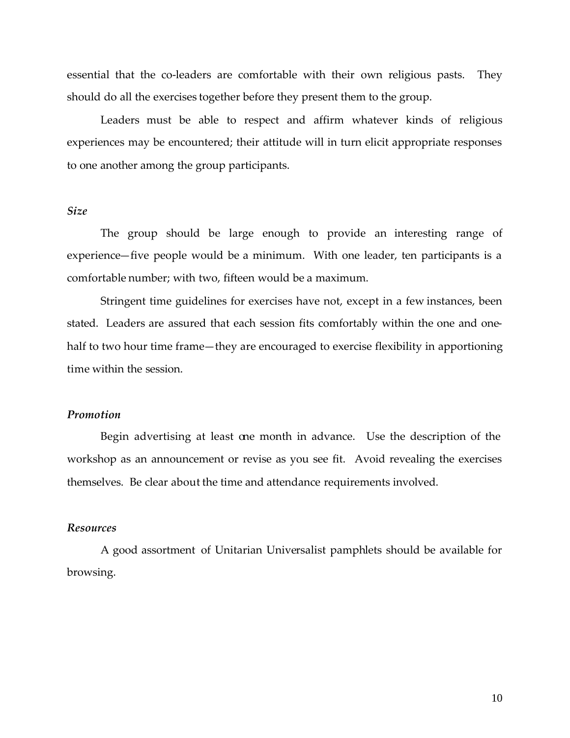essential that the co-leaders are comfortable with their own religious pasts. They should do all the exercises together before they present them to the group.

Leaders must be able to respect and affirm whatever kinds of religious experiences may be encountered; their attitude will in turn elicit appropriate responses to one another among the group participants.

### *Size*

The group should be large enough to provide an interesting range of experience—five people would be a minimum. With one leader, ten participants is a comfortable number; with two, fifteen would be a maximum.

Stringent time guidelines for exercises have not, except in a few instances, been stated. Leaders are assured that each session fits comfortably within the one and one-half to two hour time frame—they are encouraged to exercise flexibility in apportioning time within the session.

### *Promotion*

Begin advertising at least one month in advance. Use the description of the workshop as an announcement or revise as you see fit. Avoid revealing the exercises themselves. Be clear about the time and attendance requirements involved.

### *Resources*

A good assortment of Unitarian Universalist pamphlets should be available for browsing.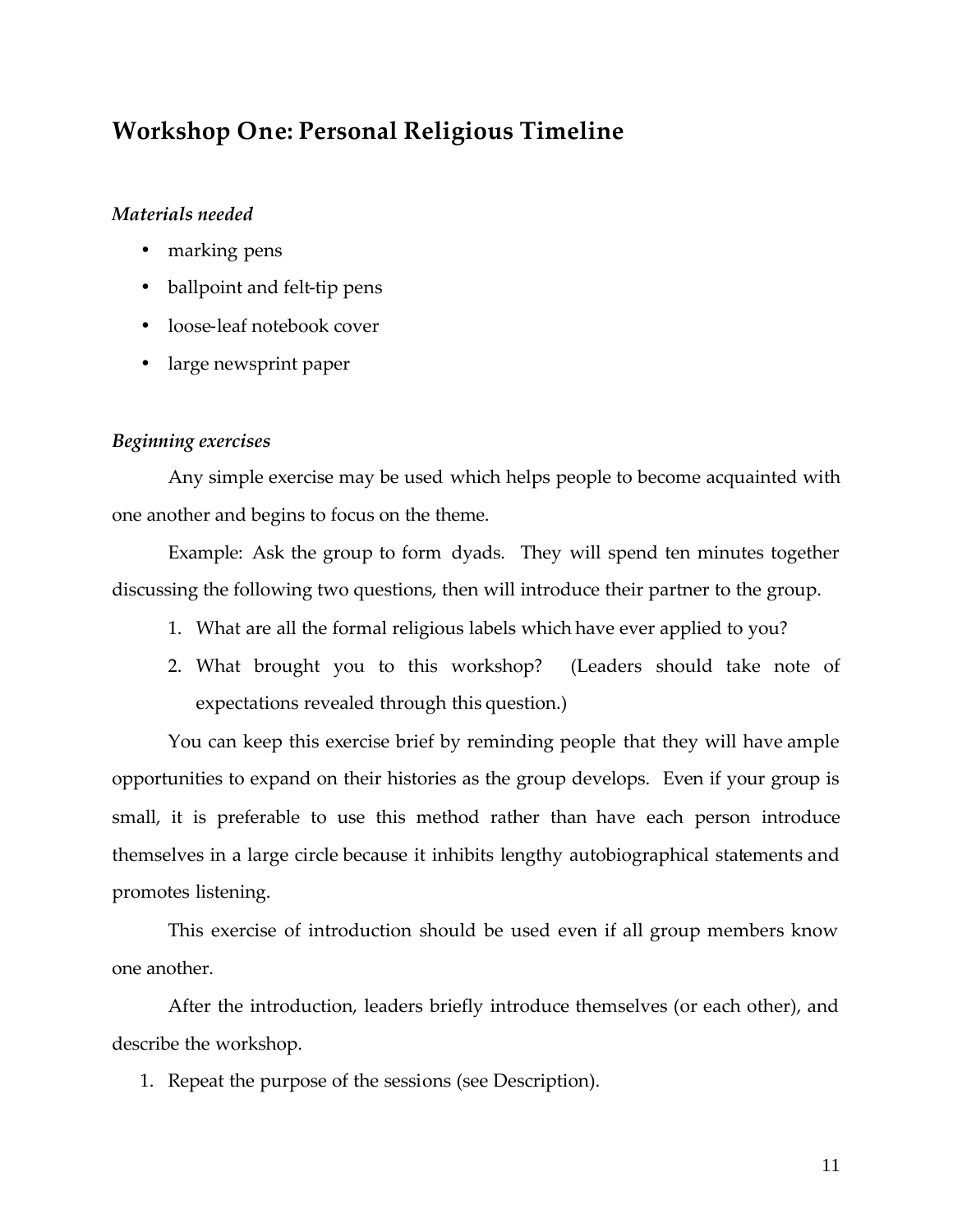## Workshop One: Personal Religious Timeline

*Materials needed*

- marking pens
- ballpoint and felt-tip pens
- loose-leaf notebook cover
- large newsprint paper

*Beginning exercises*

Any simple exercise may be used which helps people to become acquainted with one another and begins to focus on the theme.

Example: Ask the group to form dyads. They will spend ten minutes together discussing the following two questions, then will introduce their partner to the group.

1. What are all the formal religious labels which have ever applied to you?
2. What brought you to this workshop? (Leaders should take note of expectations revealed through this question.)

You can keep this exercise brief by reminding people that they will have ample opportunities to expand on their histories as the group develops. Even if your group is small, it is preferable to use this method rather than have each person introduce themselves in a large circle because it inhibits lengthy autobiographical statements and promotes listening.

This exercise of introduction should be used even if all group members know one another.

After the introduction, leaders briefly introduce themselves (or each other), and describe the workshop.

1. Repeat the purpose of the sessions (see Description).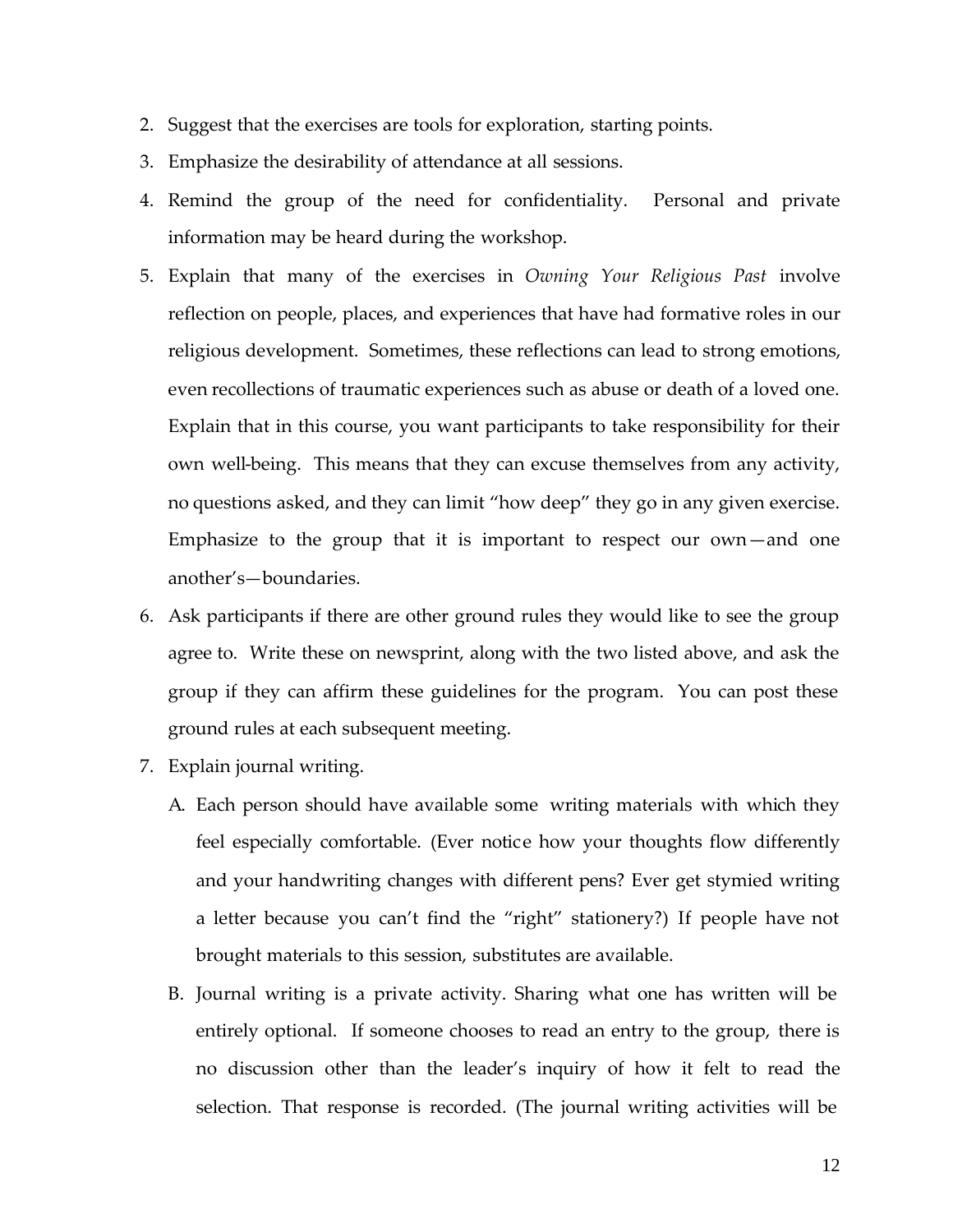2. Suggest that the exercises are tools for exploration, starting points.
3. Emphasize the desirability of attendance at all sessions.
4. Remind the group of the need for confidentiality. Personal and private information may be heard during the workshop.
5. Explain that many of the exercises in *Owning Your Religious Past* involve reflection on people, places, and experiences that have had formative roles in our religious development. Sometimes, these reflections can lead to strong emotions, even recollections of traumatic experiences such as abuse or death of a loved one. Explain that in this course, you want participants to take responsibility for their own well-being. This means that they can excuse themselves from any activity, no questions asked, and they can limit "how deep" they go in any given exercise. Emphasize to the group that it is important to respect our own—and one another's—boundaries.
6. Ask participants if there are other ground rules they would like to see the group agree to. Write these on newsprint, along with the two listed above, and ask the group if they can affirm these guidelines for the program. You can post these ground rules at each subsequent meeting.
7. Explain journal writing.
   A. Each person should have available some writing materials with which they feel especially comfortable. (Ever notice how your thoughts flow differently and your handwriting changes with different pens? Ever get stymied writing a letter because you can't find the "right" stationery?) If people have not brought materials to this session, substitutes are available.
   B. Journal writing is a private activity. Sharing what one has written will be entirely optional. If someone chooses to read an entry to the group, there is no discussion other than the leader's inquiry of how it felt to read the selection. That response is recorded. (The journal writing activities will be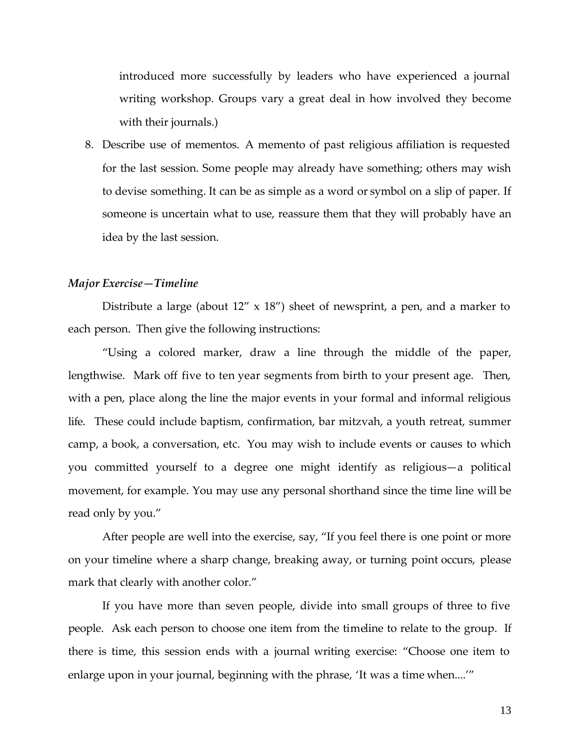introduced more successfully by leaders who have experienced a journal writing workshop. Groups vary a great deal in how involved they become with their journals.)

8. Describe use of mementos. A memento of past religious affiliation is requested for the last session. Some people may already have something; others may wish to devise something. It can be as simple as a word or symbol on a slip of paper. If someone is uncertain what to use, reassure them that they will probably have an idea by the last session.

*Major Exercise—Timeline*

Distribute a large (about 12" x 18") sheet of newsprint, a pen, and a marker to each person. Then give the following instructions:

"Using a colored marker, draw a line through the middle of the paper, lengthwise. Mark off five to ten year segments from birth to your present age. Then, with a pen, place along the line the major events in your formal and informal religious life. These could include baptism, confirmation, bar mitzvah, a youth retreat, summer camp, a book, a conversation, etc. You may wish to include events or causes to which you committed yourself to a degree one might identify as religious—a political movement, for example. You may use any personal shorthand since the time line will be read only by you."

After people are well into the exercise, say, "If you feel there is one point or more on your timeline where a sharp change, breaking away, or turning point occurs, please mark that clearly with another color."

If you have more than seven people, divide into small groups of three to five people. Ask each person to choose one item from the timeline to relate to the group. If there is time, this session ends with a journal writing exercise: "Choose one item to enlarge upon in your journal, beginning with the phrase, 'It was a time when....'"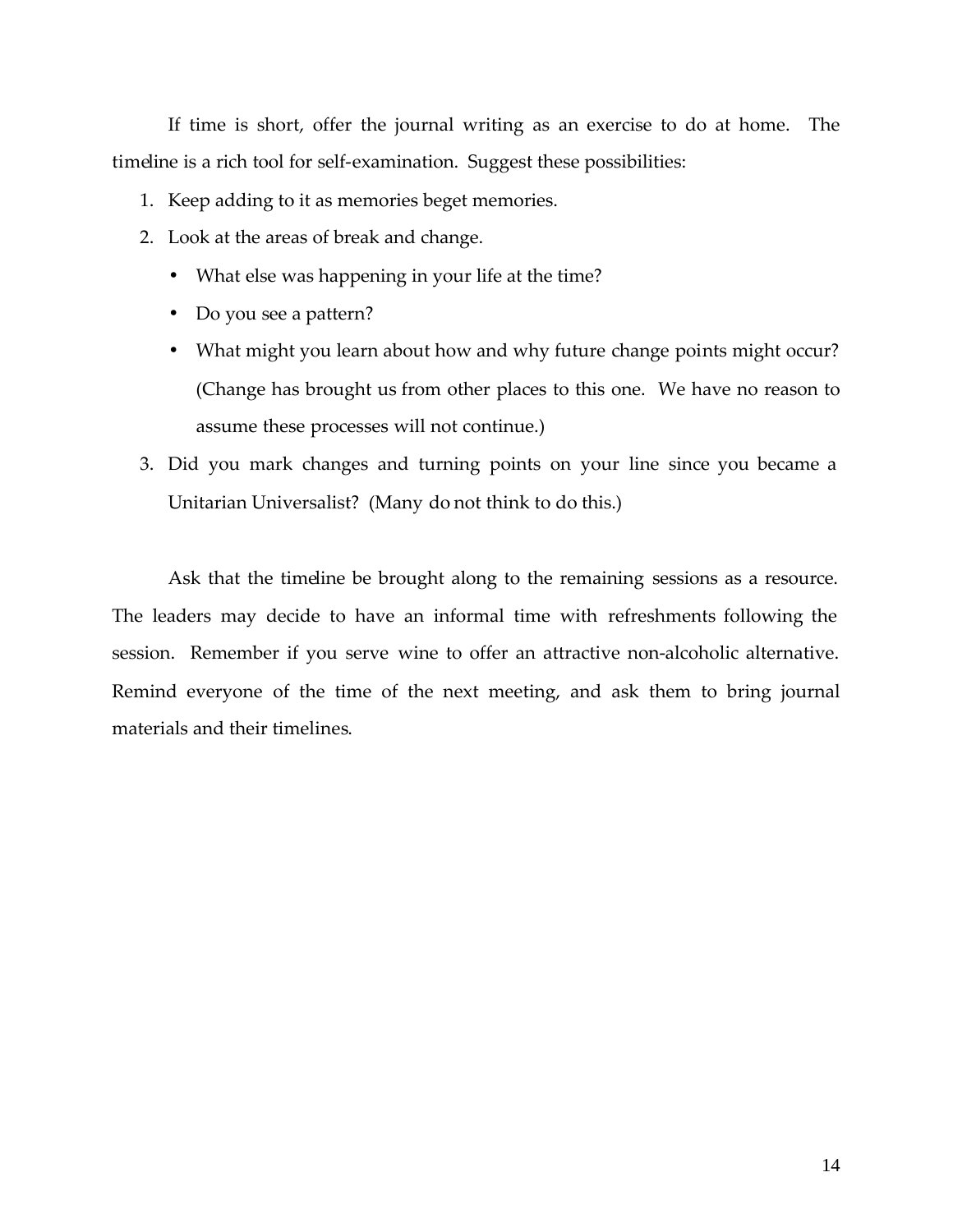If time is short, offer the journal writing as an exercise to do at home. The timeline is a rich tool for self-examination. Suggest these possibilities:

1. Keep adding to it as memories beget memories.
2. Look at the areas of break and change.
   - What else was happening in your life at the time?
   - Do you see a pattern?
   - What might you learn about how and why future change points might occur? (Change has brought us from other places to this one. We have no reason to assume these processes will not continue.)
3. Did you mark changes and turning points on your line since you became a Unitarian Universalist? (Many do not think to do this.)

Ask that the timeline be brought along to the remaining sessions as a resource. The leaders may decide to have an informal time with refreshments following the session. Remember if you serve wine to offer an attractive non-alcoholic alternative. Remind everyone of the time of the next meeting, and ask them to bring journal materials and their timelines.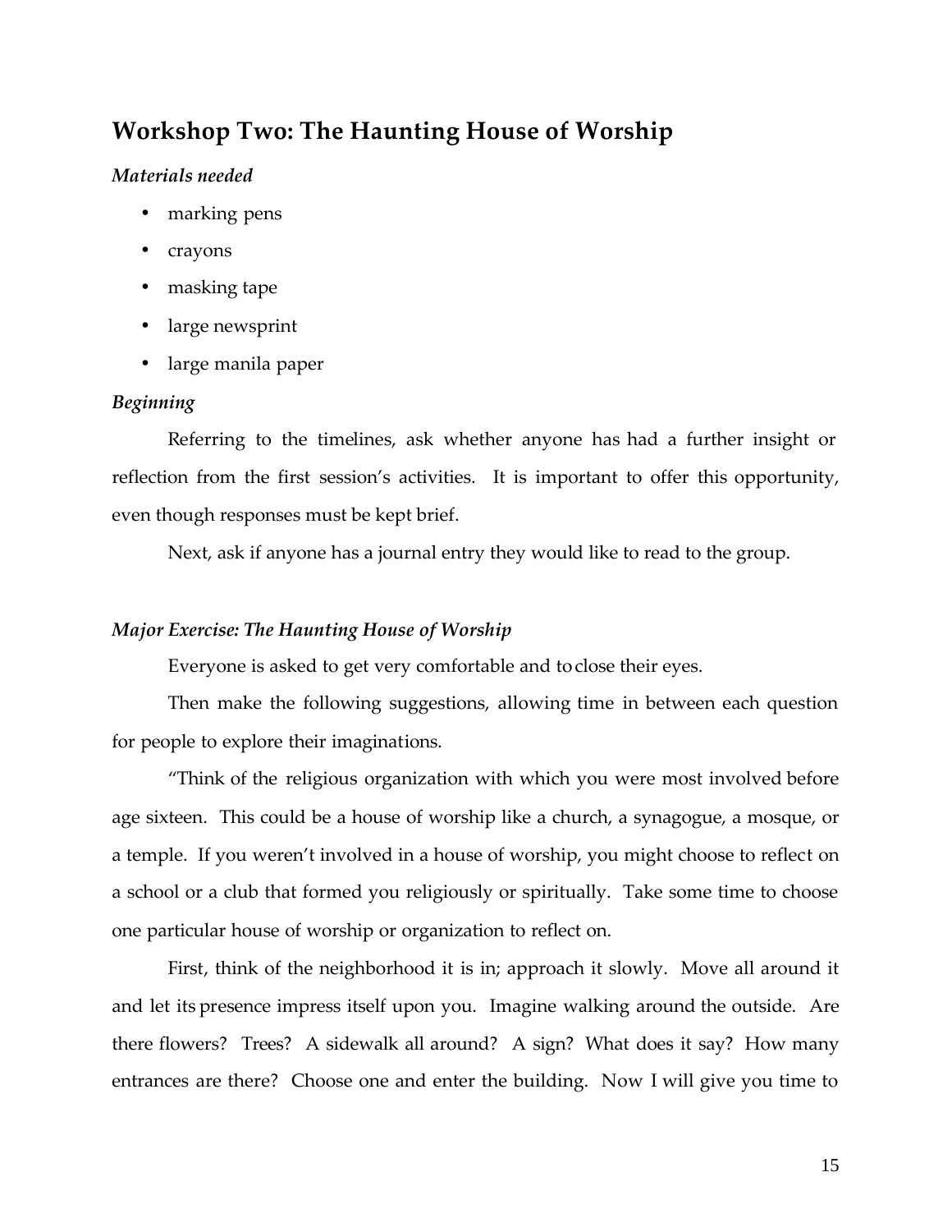## Workshop Two: The Haunting House of Worship

### *Materials needed*

- marking pens
- crayons
- masking tape
- large newsprint
- large manila paper

### *Beginning*

Referring to the timelines, ask whether anyone has had a further insight or reflection from the first session's activities. It is important to offer this opportunity, even though responses must be kept brief.

Next, ask if anyone has a journal entry they would like to read to the group.

### *Major Exercise: The Haunting House of Worship*

Everyone is asked to get very comfortable and to close their eyes.

Then make the following suggestions, allowing time in between each question for people to explore their imaginations.

"Think of the religious organization with which you were most involved before age sixteen. This could be a house of worship like a church, a synagogue, a mosque, or a temple. If you weren't involved in a house of worship, you might choose to reflect on a school or a club that formed you religiously or spiritually. Take some time to choose one particular house of worship or organization to reflect on.

First, think of the neighborhood it is in; approach it slowly. Move all around it and let its presence impress itself upon you. Imagine walking around the outside. Are there flowers? Trees? A sidewalk all around? A sign? What does it say? How many entrances are there? Choose one and enter the building. Now I will give you time to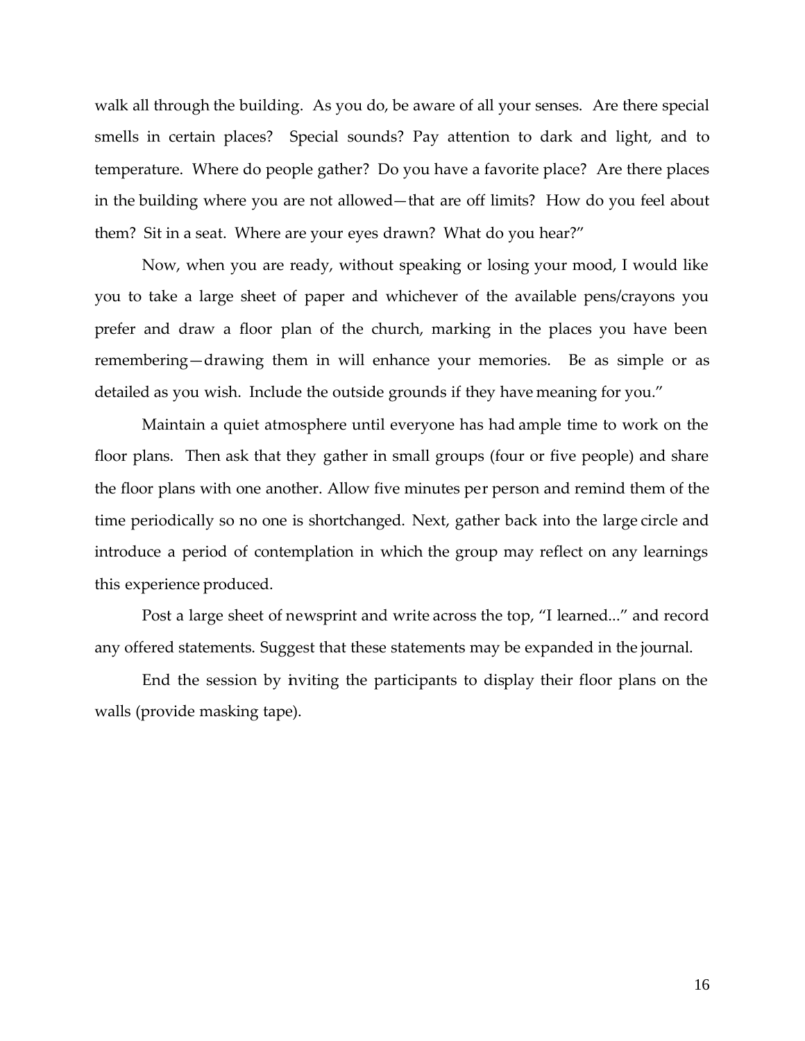walk all through the building. As you do, be aware of all your senses. Are there special smells in certain places? Special sounds? Pay attention to dark and light, and to temperature. Where do people gather? Do you have a favorite place? Are there places in the building where you are not allowed—that are off limits? How do you feel about them? Sit in a seat. Where are your eyes drawn? What do you hear?"

Now, when you are ready, without speaking or losing your mood, I would like you to take a large sheet of paper and whichever of the available pens/crayons you prefer and draw a floor plan of the church, marking in the places you have been remembering—drawing them in will enhance your memories. Be as simple or as detailed as you wish. Include the outside grounds if they have meaning for you."

Maintain a quiet atmosphere until everyone has had ample time to work on the floor plans. Then ask that they gather in small groups (four or five people) and share the floor plans with one another. Allow five minutes per person and remind them of the time periodically so no one is shortchanged. Next, gather back into the large circle and introduce a period of contemplation in which the group may reflect on any learnings this experience produced.

Post a large sheet of newsprint and write across the top, "I learned..." and record any offered statements. Suggest that these statements may be expanded in the journal.

End the session by inviting the participants to display their floor plans on the walls (provide masking tape).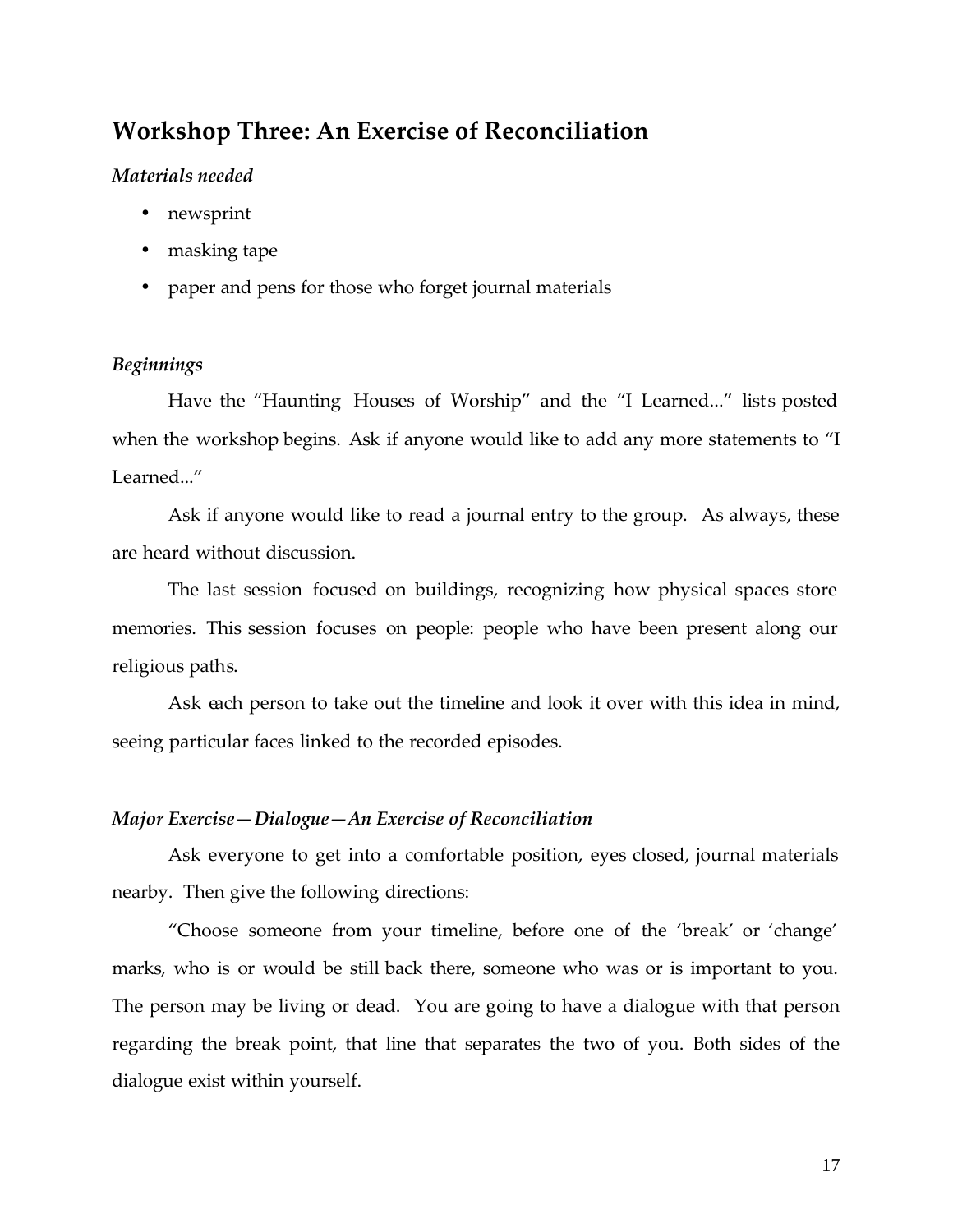## Workshop Three: An Exercise of Reconciliation

*Materials needed*

- newsprint
- masking tape
- paper and pens for those who forget journal materials

*Beginnings*

Have the "Haunting Houses of Worship" and the "I Learned..." lists posted when the workshop begins. Ask if anyone would like to add any more statements to "I Learned..."

Ask if anyone would like to read a journal entry to the group. As always, these are heard without discussion.

The last session focused on buildings, recognizing how physical spaces store memories. This session focuses on people: people who have been present along our religious paths.

Ask each person to take out the timeline and look it over with this idea in mind, seeing particular faces linked to the recorded episodes.

*Major Exercise—Dialogue—An Exercise of Reconciliation*

Ask everyone to get into a comfortable position, eyes closed, journal materials nearby. Then give the following directions:

"Choose someone from your timeline, before one of the 'break' or 'change' marks, who is or would be still back there, someone who was or is important to you. The person may be living or dead. You are going to have a dialogue with that person regarding the break point, that line that separates the two of you. Both sides of the dialogue exist within yourself.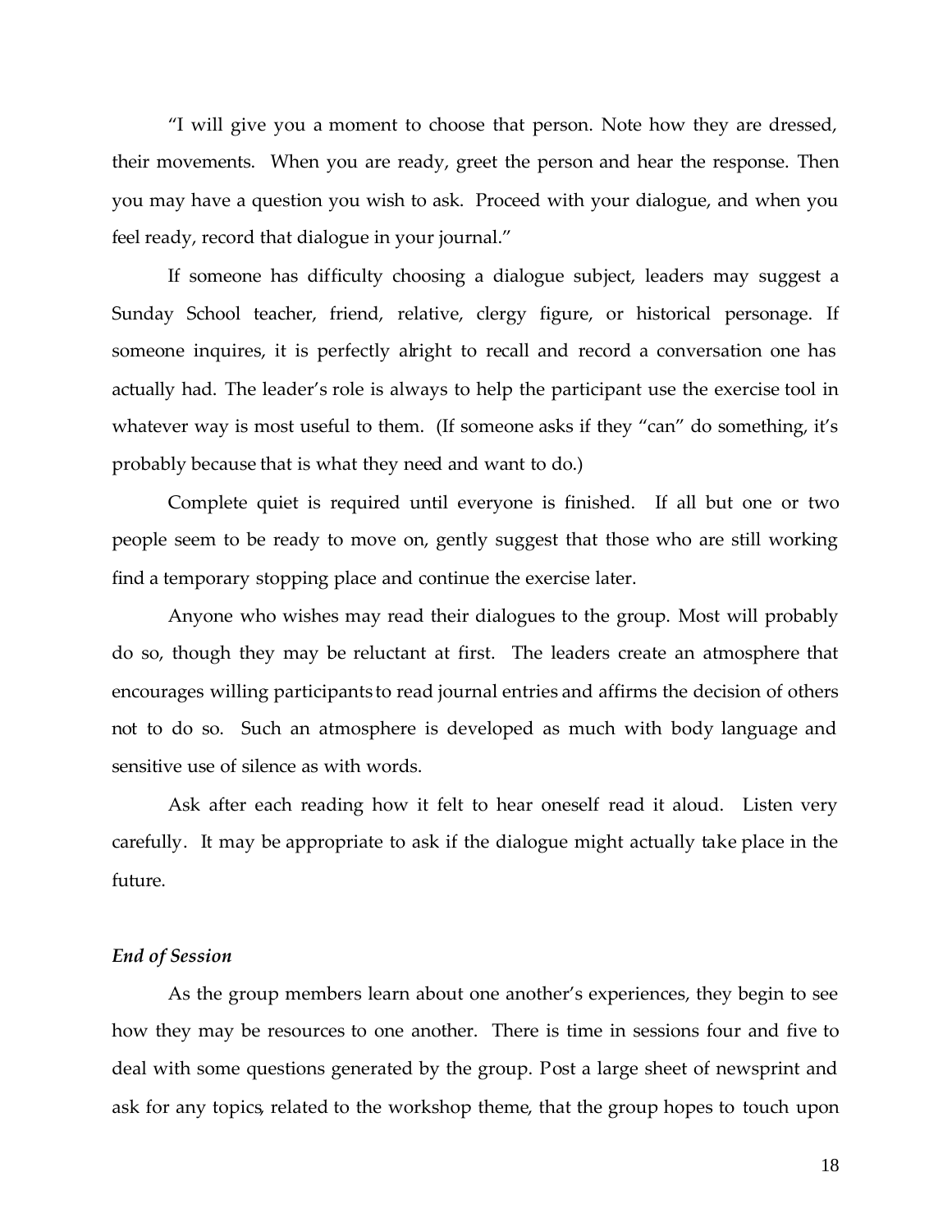"I will give you a moment to choose that person. Note how they are dressed, their movements. When you are ready, greet the person and hear the response. Then you may have a question you wish to ask. Proceed with your dialogue, and when you feel ready, record that dialogue in your journal."

If someone has difficulty choosing a dialogue subject, leaders may suggest a Sunday School teacher, friend, relative, clergy figure, or historical personage. If someone inquires, it is perfectly alright to recall and record a conversation one has actually had. The leader's role is always to help the participant use the exercise tool in whatever way is most useful to them. (If someone asks if they "can" do something, it's probably because that is what they need and want to do.)

Complete quiet is required until everyone is finished. If all but one or two people seem to be ready to move on, gently suggest that those who are still working find a temporary stopping place and continue the exercise later.

Anyone who wishes may read their dialogues to the group. Most will probably do so, though they may be reluctant at first. The leaders create an atmosphere that encourages willing participants to read journal entries and affirms the decision of others not to do so. Such an atmosphere is developed as much with body language and sensitive use of silence as with words.

Ask after each reading how it felt to hear oneself read it aloud. Listen very carefully. It may be appropriate to ask if the dialogue might actually take place in the future.

***End of Session***

As the group members learn about one another's experiences, they begin to see how they may be resources to one another. There is time in sessions four and five to deal with some questions generated by the group. Post a large sheet of newsprint and ask for any topics, related to the workshop theme, that the group hopes to touch upon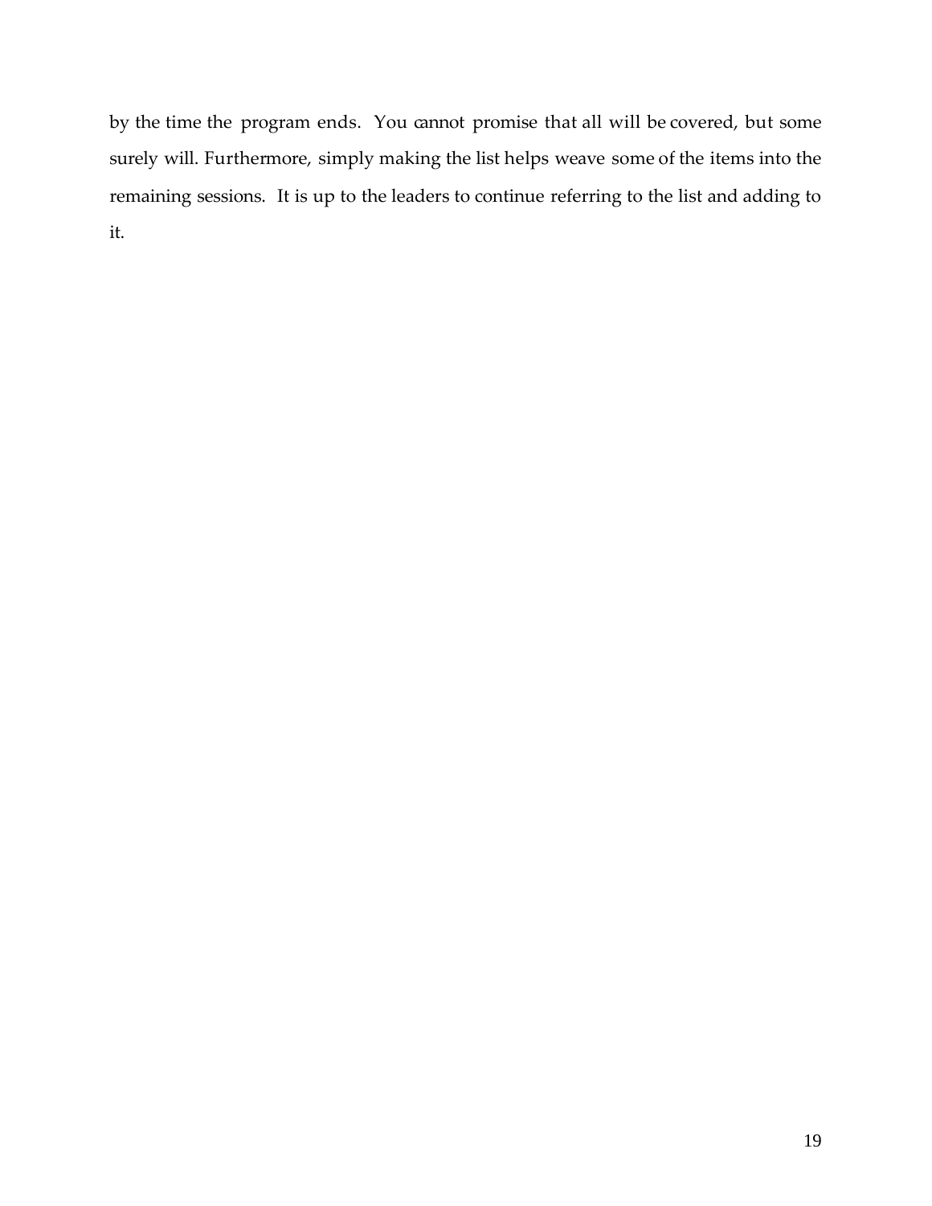by the time the program ends. You cannot promise that all will be covered, but some surely will. Furthermore, simply making the list helps weave some of the items into the remaining sessions. It is up to the leaders to continue referring to the list and adding to it.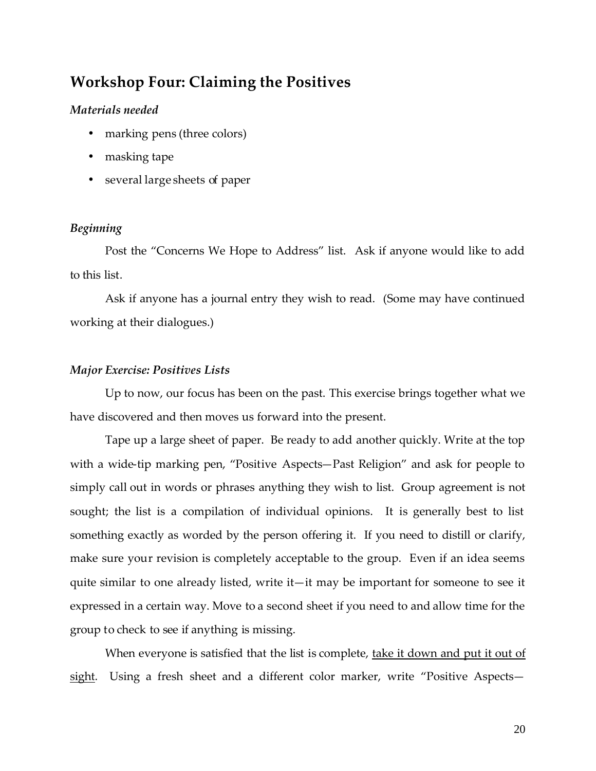## Workshop Four: Claiming the Positives

### *Materials needed*

- marking pens (three colors)
- masking tape
- several large sheets of paper

### *Beginning*

Post the "Concerns We Hope to Address" list. Ask if anyone would like to add to this list.

Ask if anyone has a journal entry they wish to read. (Some may have continued working at their dialogues.)

### *Major Exercise: Positives Lists*

Up to now, our focus has been on the past. This exercise brings together what we have discovered and then moves us forward into the present.

Tape up a large sheet of paper. Be ready to add another quickly. Write at the top with a wide-tip marking pen, "Positive Aspects—Past Religion" and ask for people to simply call out in words or phrases anything they wish to list. Group agreement is not sought; the list is a compilation of individual opinions. It is generally best to list something exactly as worded by the person offering it. If you need to distill or clarify, make sure your revision is completely acceptable to the group. Even if an idea seems quite similar to one already listed, write it—it may be important for someone to see it expressed in a certain way. Move to a second sheet if you need to and allow time for the group to check to see if anything is missing.

When everyone is satisfied that the list is complete, <u>take it down and put it out of sight</u>. Using a fresh sheet and a different color marker, write "Positive Aspects—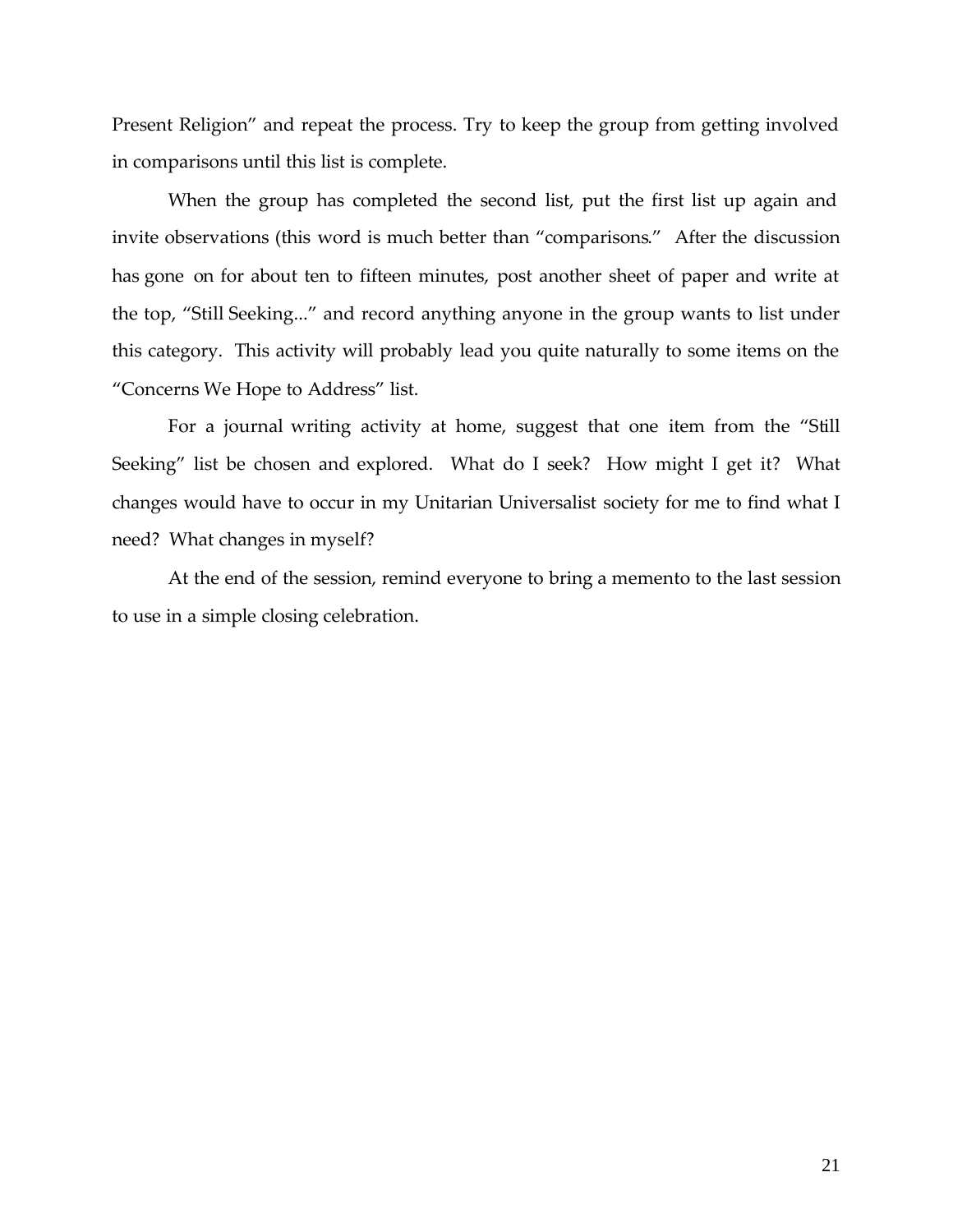Present Religion" and repeat the process. Try to keep the group from getting involved in comparisons until this list is complete.

When the group has completed the second list, put the first list up again and invite observations (this word is much better than "comparisons." After the discussion has gone on for about ten to fifteen minutes, post another sheet of paper and write at the top, "Still Seeking..." and record anything anyone in the group wants to list under this category. This activity will probably lead you quite naturally to some items on the "Concerns We Hope to Address" list.

For a journal writing activity at home, suggest that one item from the "Still Seeking" list be chosen and explored. What do I seek? How might I get it? What changes would have to occur in my Unitarian Universalist society for me to find what I need? What changes in myself?

At the end of the session, remind everyone to bring a memento to the last session to use in a simple closing celebration.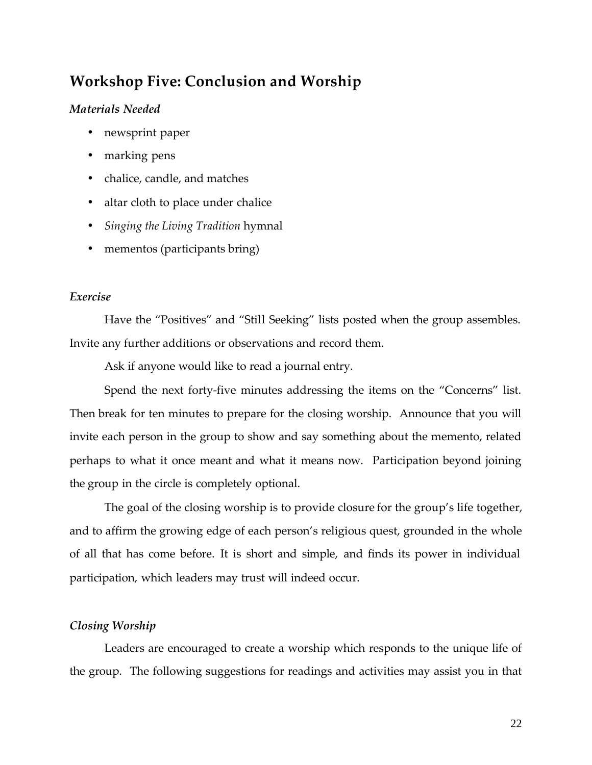## Workshop Five: Conclusion and Worship

### *Materials Needed*

- newsprint paper
- marking pens
- chalice, candle, and matches
- altar cloth to place under chalice
- *Singing the Living Tradition* hymnal
- mementos (participants bring)

### *Exercise*

Have the “Positives” and “Still Seeking” lists posted when the group assembles. Invite any further additions or observations and record them.

Ask if anyone would like to read a journal entry.

Spend the next forty-five minutes addressing the items on the “Concerns” list. Then break for ten minutes to prepare for the closing worship. Announce that you will invite each person in the group to show and say something about the memento, related perhaps to what it once meant and what it means now. Participation beyond joining the group in the circle is completely optional.

The goal of the closing worship is to provide closure for the group’s life together, and to affirm the growing edge of each person’s religious quest, grounded in the whole of all that has come before. It is short and simple, and finds its power in individual participation, which leaders may trust will indeed occur.

### *Closing Worship*

Leaders are encouraged to create a worship which responds to the unique life of the group. The following suggestions for readings and activities may assist you in that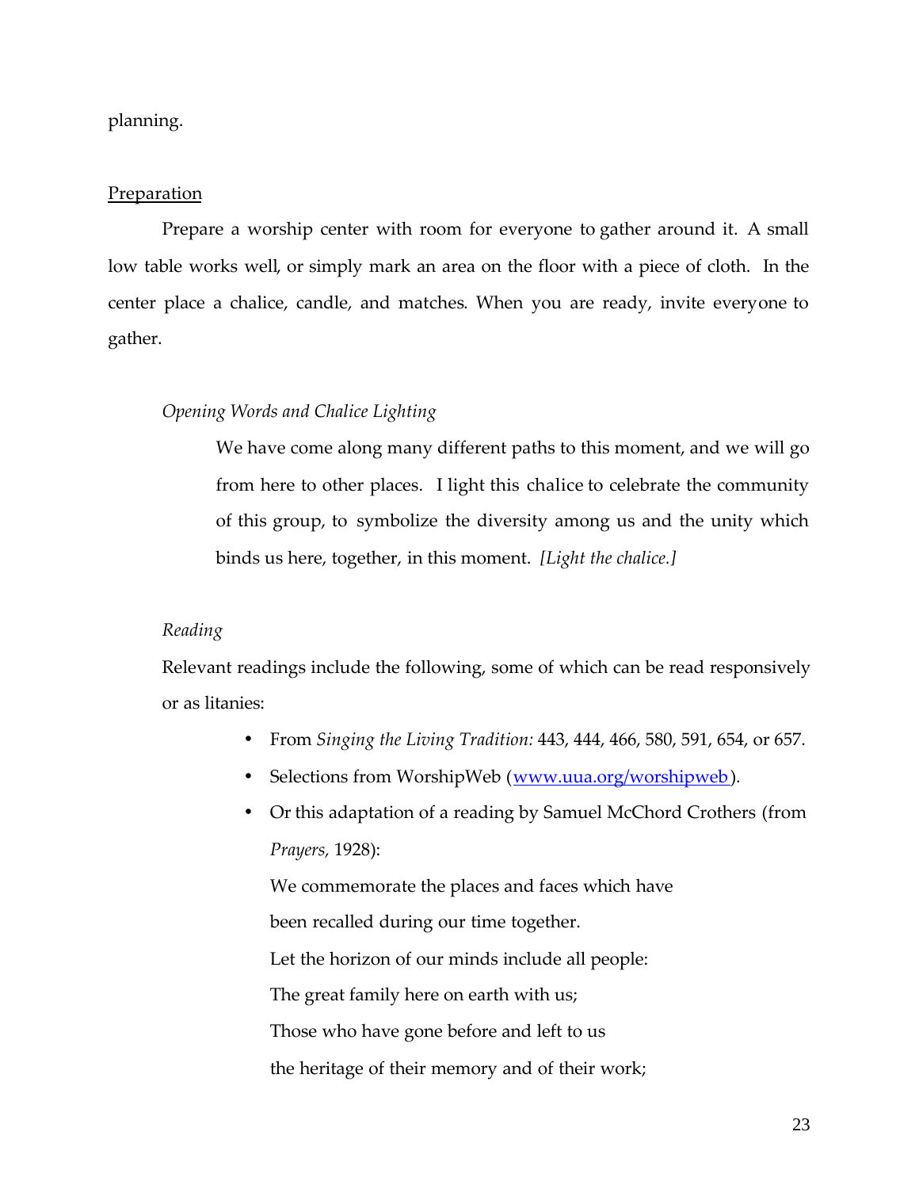planning.

<u>Preparation</u>

Prepare a worship center with room for everyone to gather around it. A small low table works well, or simply mark an area on the floor with a piece of cloth. In the center place a chalice, candle, and matches. When you are ready, invite everyone to gather.

*Opening Words and Chalice Lighting*

> We have come along many different paths to this moment, and we will go from here to other places. I light this chalice to celebrate the community of this group, to symbolize the diversity among us and the unity which binds us here, together, in this moment. *[Light the chalice.]*

*Reading*

Relevant readings include the following, some of which can be read responsively or as litanies:

- From *Singing the Living Tradition:* 443, 444, 466, 580, 591, 654, or 657.
- Selections from WorshipWeb (www.uua.org/worshipweb).
- Or this adaptation of a reading by Samuel McChord Crothers (from *Prayers,* 1928):

  We commemorate the places and faces which have  
  been recalled during our time together.  
  Let the horizon of our minds include all people:  
  The great family here on earth with us;  
  Those who have gone before and left to us  
  the heritage of their memory and of their work;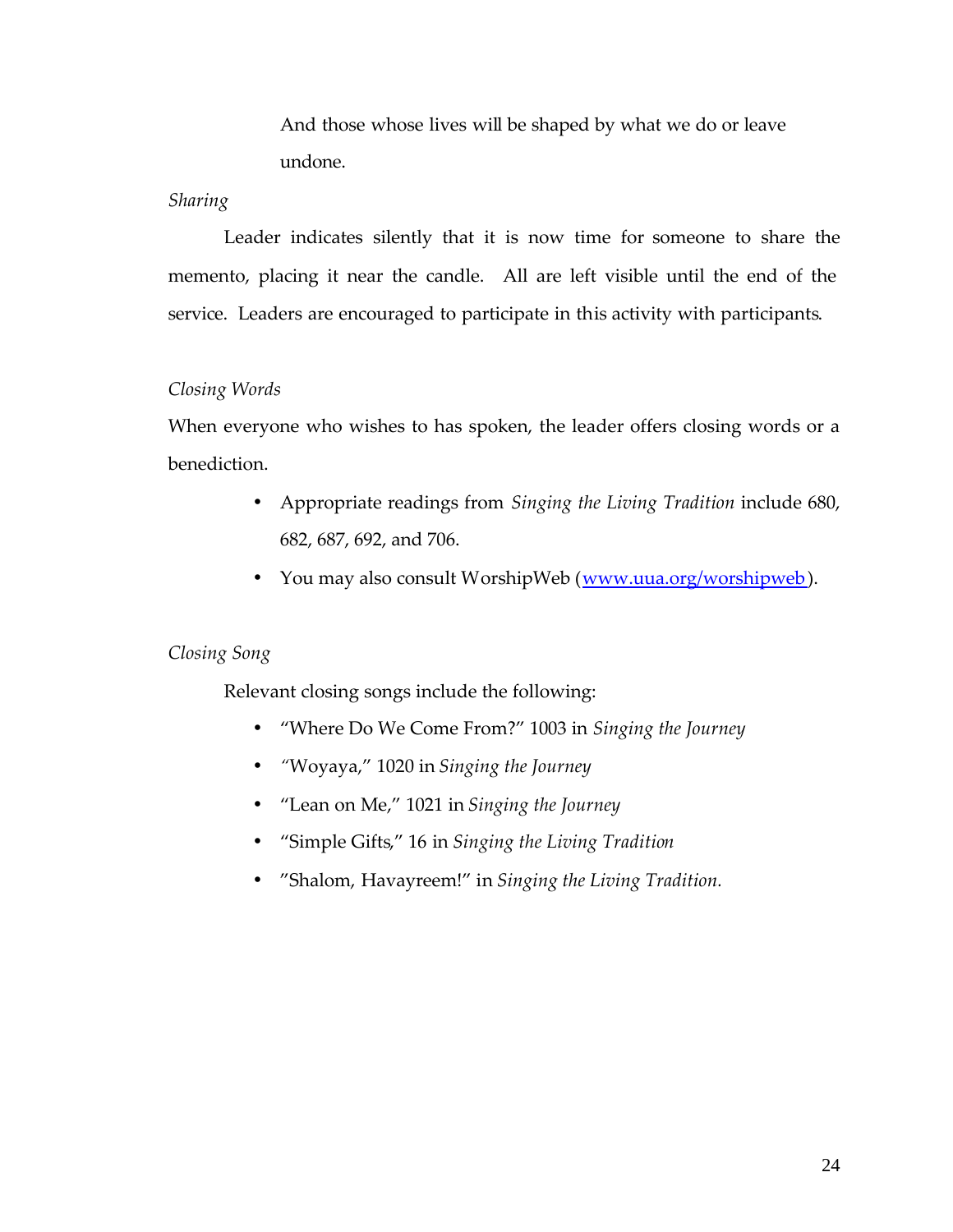And those whose lives will be shaped by what we do or leave undone.

*Sharing*

Leader indicates silently that it is now time for someone to share the memento, placing it near the candle. All are left visible until the end of the service. Leaders are encouraged to participate in this activity with participants.

*Closing Words*

When everyone who wishes to has spoken, the leader offers closing words or a benediction.

- Appropriate readings from *Singing the Living Tradition* include 680, 682, 687, 692, and 706.
- You may also consult WorshipWeb ([www.uua.org/worshipweb](www.uua.org/worshipweb)).

*Closing Song*

Relevant closing songs include the following:

- "Where Do We Come From?" 1003 in *Singing the Journey*
- "Woyaya," 1020 in *Singing the Journey*
- "Lean on Me," 1021 in *Singing the Journey*
- "Simple Gifts," 16 in *Singing the Living Tradition*
- "Shalom, Havayreem!" in *Singing the Living Tradition.*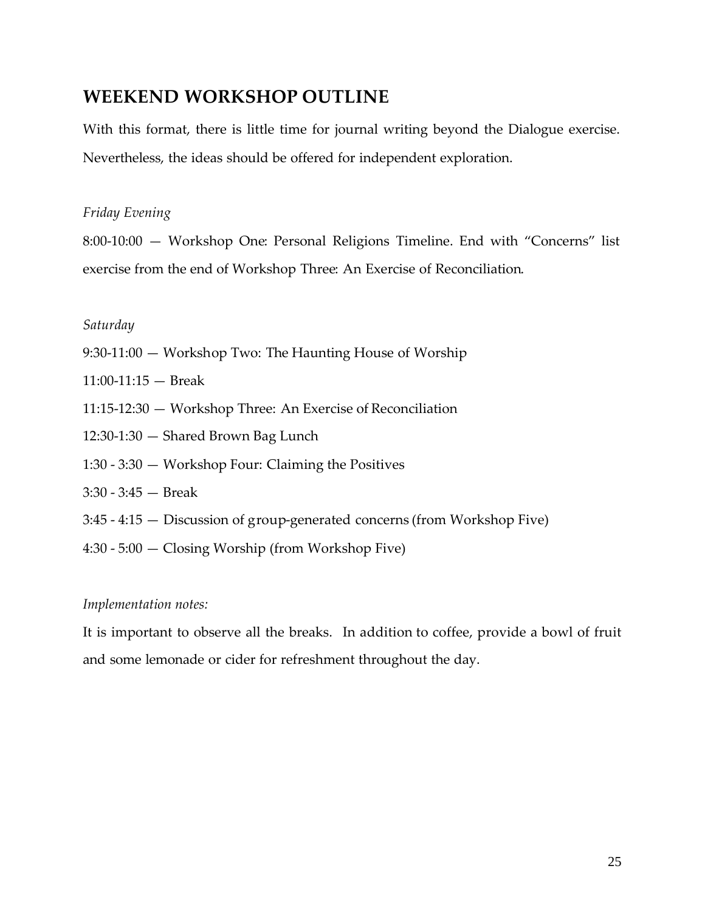## WEEKEND WORKSHOP OUTLINE

With this format, there is little time for journal writing beyond the Dialogue exercise. Nevertheless, the ideas should be offered for independent exploration.

*Friday Evening*

8:00-10:00 — Workshop One: Personal Religions Timeline. End with "Concerns" list exercise from the end of Workshop Three: An Exercise of Reconciliation.

*Saturday*

9:30-11:00 — Workshop Two: The Haunting House of Worship

11:00-11:15 — Break

11:15-12:30 — Workshop Three: An Exercise of Reconciliation

12:30-1:30 — Shared Brown Bag Lunch

1:30 - 3:30 — Workshop Four: Claiming the Positives

3:30 - 3:45 — Break

3:45 - 4:15 — Discussion of group-generated concerns (from Workshop Five)

4:30 - 5:00 — Closing Worship (from Workshop Five)

*Implementation notes:*

It is important to observe all the breaks. In addition to coffee, provide a bowl of fruit and some lemonade or cider for refreshment throughout the day.